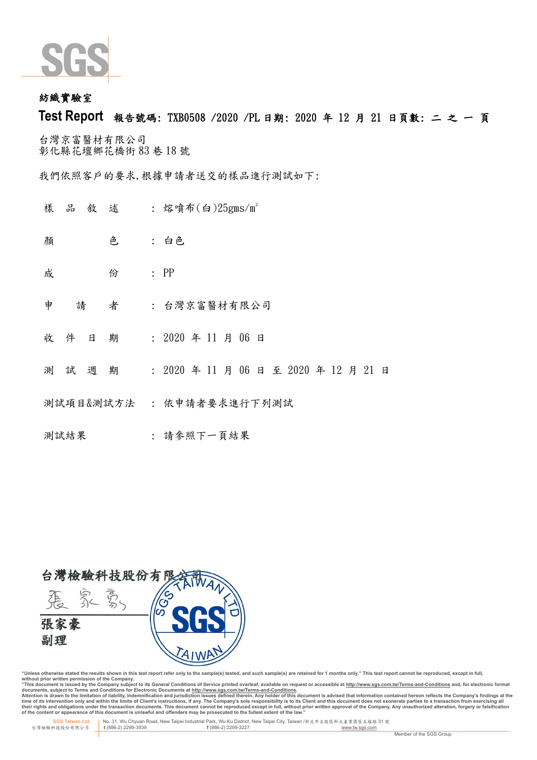紡織實驗室

**Test Report** **報告號碼: TXB0508 /2020 /PL 日期: 2020 年 12 月 21 日頁數: 二 之 一 頁**

台灣京富醫材有限公司
彰化縣花壇鄉花橋街 83 巷 18 號

我們依照客戶的要求,根據申請者送交的樣品進行測試如下:

| | | |
|---|---|---|
| 樣 品 敘 述 | : | 熔噴布(白)25gms/m² |
| 顏 色 | : | 白色 |
| 成 份 | : | PP |
| 申 請 者 | : | 台灣京富醫材有限公司 |
| 收 件 日 期 | : | 2020 年 11 月 06 日 |
| 測 試 週 期 | : | 2020 年 11 月 06 日 至 2020 年 12 月 21 日 |
| 測試項目&測試方法 | : | 依申請者要求進行下列測試 |
| 測試結果 | : | 請參照下一頁結果 |

台灣檢驗科技股份有限公司

張家豪
副理

"Unless otherwise stated the results shown in this test report refer only to the sample(s) tested, and such sample(s) are retained for 1 months only." This test report cannot be reproduced, except in full, without prior written permission of the Company.
"This document is issued by the Company subject to its General Conditions of Service printed overleaf, available on request or accessible at http://www.sgs.com.tw/Terms-and-Conditions and, for electronic format documents, subject to Terms and Conditions for Electronic Documents at http://www.sgs.com.tw/Terms-and-Conditions.
Attention is drawn to the limitation of liability, indemnification and jurisdiction issues defined therein. Any holder of this document is advised that information contained hereon reflects the Company's findings at the time of its intervention only and within the limits of Client's instructions, if any. The Company's sole responsibility is to its Client and this document does not exonerate parties to a transaction from exercising all their rights and obligations under the transaction documents. This document cannot be reproduced except in full, without prior written approval of the Company. Any unauthorized alteration, forgery or falsification of the content or appearance of this document is unlawful and offenders may be prosecuted to the fullest extent of the law."

SGS Taiwan Ltd. 台灣檢驗科技股份有限公司 | No. 31, Wu Chyuan Road, New Taipei Industrial Park, Wu Ku District, New Taipei City, Taiwan /新北市五股區新北產業園區五權路 31 號
t (886-2) 2299-3939 f (886-2) 2299-3227 www.tw.sgs.com

Member of the SGS Group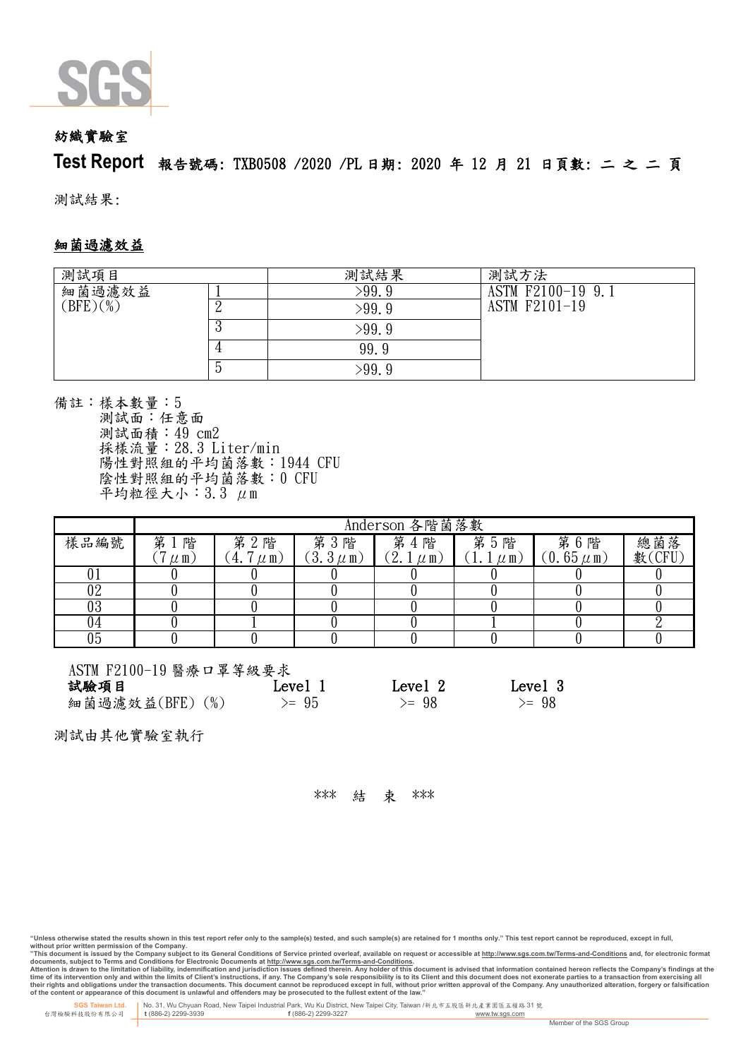紡織實驗室

**Test Report** 報告號碼: TXB0508 /2020 /PL 日期: 2020 年 12 月 21 日

測試結果:

## 細菌過濾效益

| 測試項目 | | 測試結果 | 測試方法 |
|---|---|---|---|
| 細菌過濾效益 (BFE)(%) | 1 | >99.9 | ASTM F2100-19 9.1 ASTM F2101-19 |
| | 2 | >99.9 | |
| | 3 | >99.9 | |
| | 4 | 99.9 | |
| | 5 | >99.9 | |

備註：樣本數量：5
測試面：任意面
測試面積：49 cm2
採樣流量：28.3 Liter/min
陽性對照組的平均菌落數：1944 CFU
陰性對照組的平均菌落數：0 CFU
平均粒徑大小：3.3 μm

| | Anderson 各階菌落數 | | | | | | |
|---|---|---|---|---|---|---|---|
| 樣品編號 | 第 1 階 (7μm) | 第 2 階 (4.7μm) | 第 3 階 (3.3μm) | 第 4 階 (2.1μm) | 第 5 階 (1.1μm) | 第 6 階 (0.65μm) | 總菌落數(CFU) |
| 01 | 0 | 0 | 0 | 0 | 0 | 0 | 0 |
| 02 | 0 | 0 | 0 | 0 | 0 | 0 | 0 |
| 03 | 0 | 0 | 0 | 0 | 0 | 0 | 0 |
| 04 | 0 | 1 | 0 | 0 | 1 | 0 | 2 |
| 05 | 0 | 0 | 0 | 0 | 0 | 0 | 0 |

ASTM F2100-19 醫療口罩等級要求

| **試驗項目** | Level 1 | Level 2 | Level 3 |
|---|---|---|---|
| 細菌過濾效益(BFE) (%) | >= 95 | >= 98 | >= 98 |

測試由其他實驗室執行

\*\*\* 結 束 \*\*\*